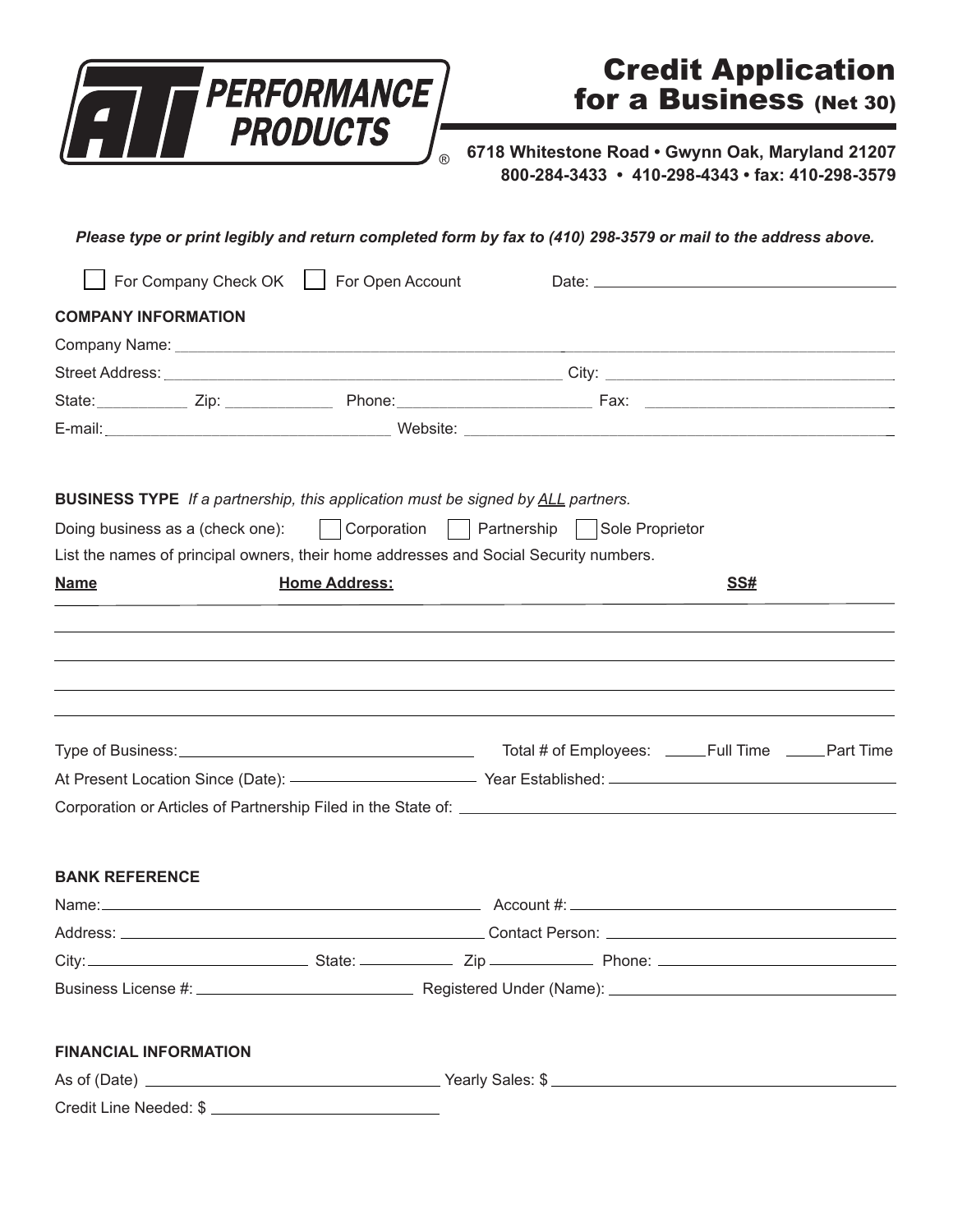ATI PERFORMANCE PRODUCTS®

# Credit Application for a Business (Net 30)

**6718 Whitestone Road • Gwynn Oak, Maryland 21207**
**800-284-3433 • 410-298-4343 • fax: 410-298-3579**

***Please type or print legibly and return completed form by fax to (410) 298-3579 or mail to the address above.***

☐ For Company Check OK ☐ For Open Account Date: ____________________

**COMPANY INFORMATION**

Company Name: ____________________

Street Address: ____________________ City: ____________________

State: __________ Zip: __________ Phone: ____________________ Fax: ____________________

E-mail: ____________________ Website: ____________________

**BUSINESS TYPE** *If a partnership, this application must be signed by ALL partners.*

Doing business as a (check one): ☐ Corporation ☐ Partnership ☐ Sole Proprietor

List the names of principal owners, their home addresses and Social Security numbers.

| **Name** | **Home Address:** | **SS#** |
|---|---|---|
| | | |
| | | |
| | | |
| | | |
| | | |

Type of Business: ____________________ Total # of Employees: _____Full Time _____Part Time

At Present Location Since (Date): ____________________ Year Established: ____________________

Corporation or Articles of Partnership Filed in the State of: ____________________

**BANK REFERENCE**

Name: ____________________ Account #: ____________________

Address: ____________________ Contact Person: ____________________

City: ____________________ State: __________ Zip __________ Phone: ____________________

Business License #: ____________________ Registered Under (Name): ____________________

**FINANCIAL INFORMATION**

As of (Date) ____________________ Yearly Sales: $ ____________________

Credit Line Needed: $ ____________________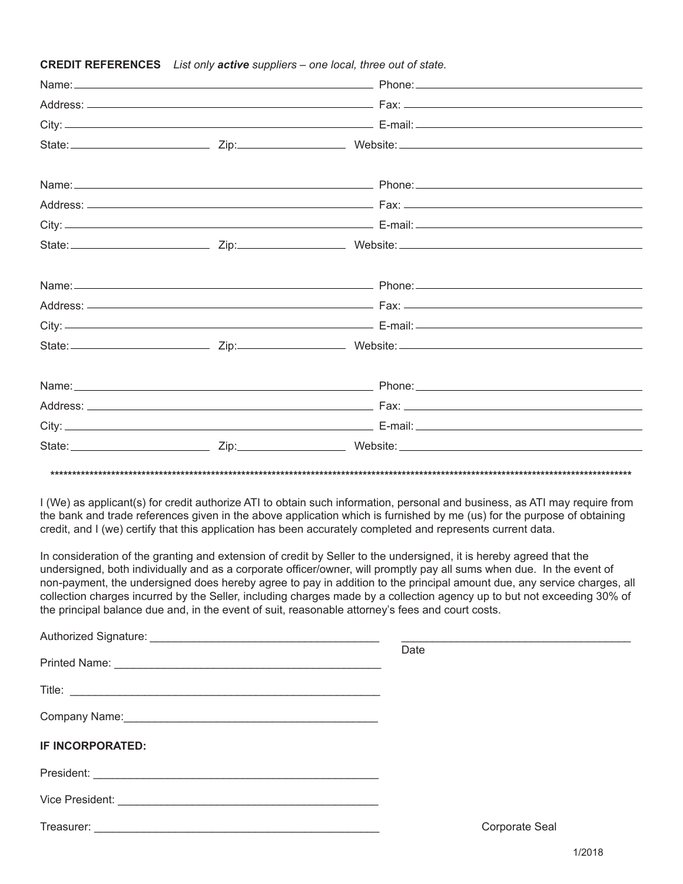**CREDIT REFERENCES** *List only **active** suppliers – one local, three out of state.*

Name: ____________________ Phone: ____________________
Address: ____________________ Fax: ____________________
City: ____________________ E-mail: ____________________
State: __________ Zip: __________ Website: ____________________

Name: ____________________ Phone: ____________________
Address: ____________________ Fax: ____________________
City: ____________________ E-mail: ____________________
State: __________ Zip: __________ Website: ____________________

Name: ____________________ Phone: ____________________
Address: ____________________ Fax: ____________________
City: ____________________ E-mail: ____________________
State: __________ Zip: __________ Website: ____________________

Name: ____________________ Phone: ____________________
Address: ____________________ Fax: ____________________
City: ____________________ E-mail: ____________________
State: __________ Zip: __________ Website: ____________________

****************************************************************************************************************************************

I (We) as applicant(s) for credit authorize ATI to obtain such information, personal and business, as ATI may require from the bank and trade references given in the above application which is furnished by me (us) for the purpose of obtaining credit, and I (we) certify that this application has been accurately completed and represents current data.

In consideration of the granting and extension of credit by Seller to the undersigned, it is hereby agreed that the undersigned, both individually and as a corporate officer/owner, will promptly pay all sums when due. In the event of non-payment, the undersigned does hereby agree to pay in addition to the principal amount due, any service charges, all collection charges incurred by the Seller, including charges made by a collection agency up to but not exceeding 30% of the principal balance due and, in the event of suit, reasonable attorney's fees and court costs.

Authorized Signature: ______________________________ ______________________________
Date

Printed Name: ______________________________

Title: ______________________________

Company Name: ______________________________

**IF INCORPORATED:**

President: ______________________________

Vice President: ______________________________

Treasurer: ______________________________ Corporate Seal

1/2018